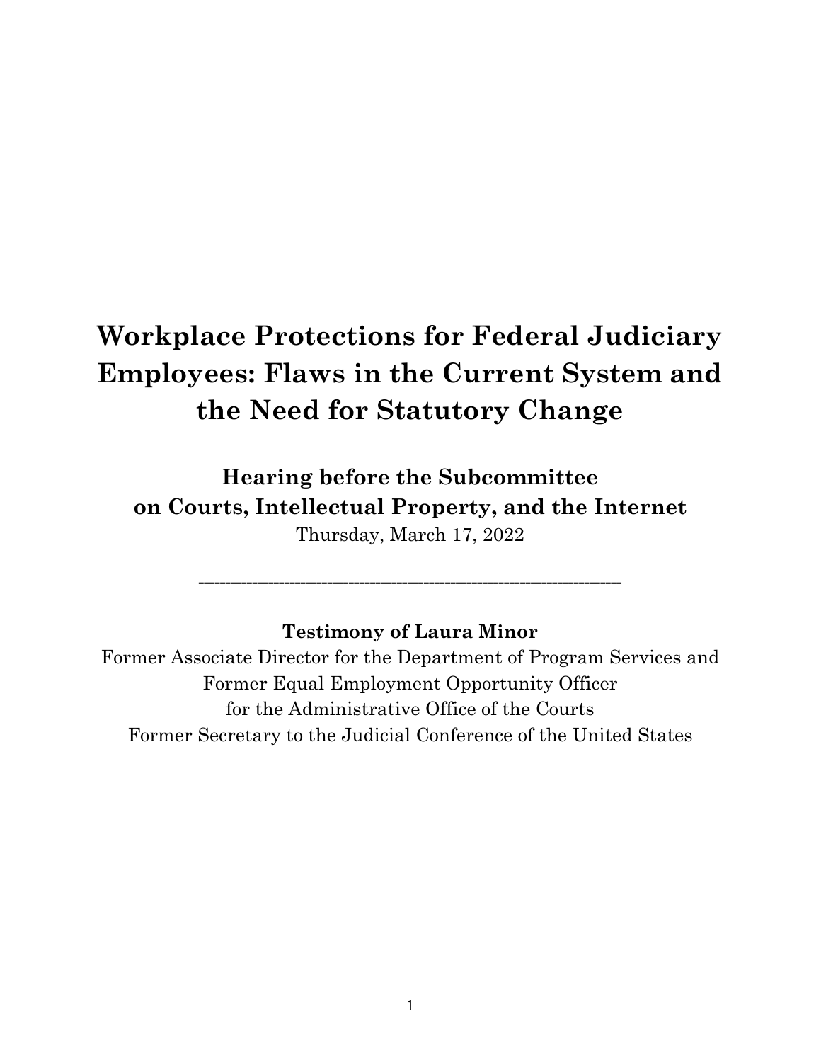# Workplace Protections for Federal Judiciary Employees: Flaws in the Current System and the Need for Statutory Change

**Hearing before the Subcommittee on Courts, Intellectual Property, and the Internet**

Thursday, March 17, 2022

---

**Testimony of Laura Minor**

Former Associate Director for the Department of Program Services and
Former Equal Employment Opportunity Officer
for the Administrative Office of the Courts
Former Secretary to the Judicial Conference of the United States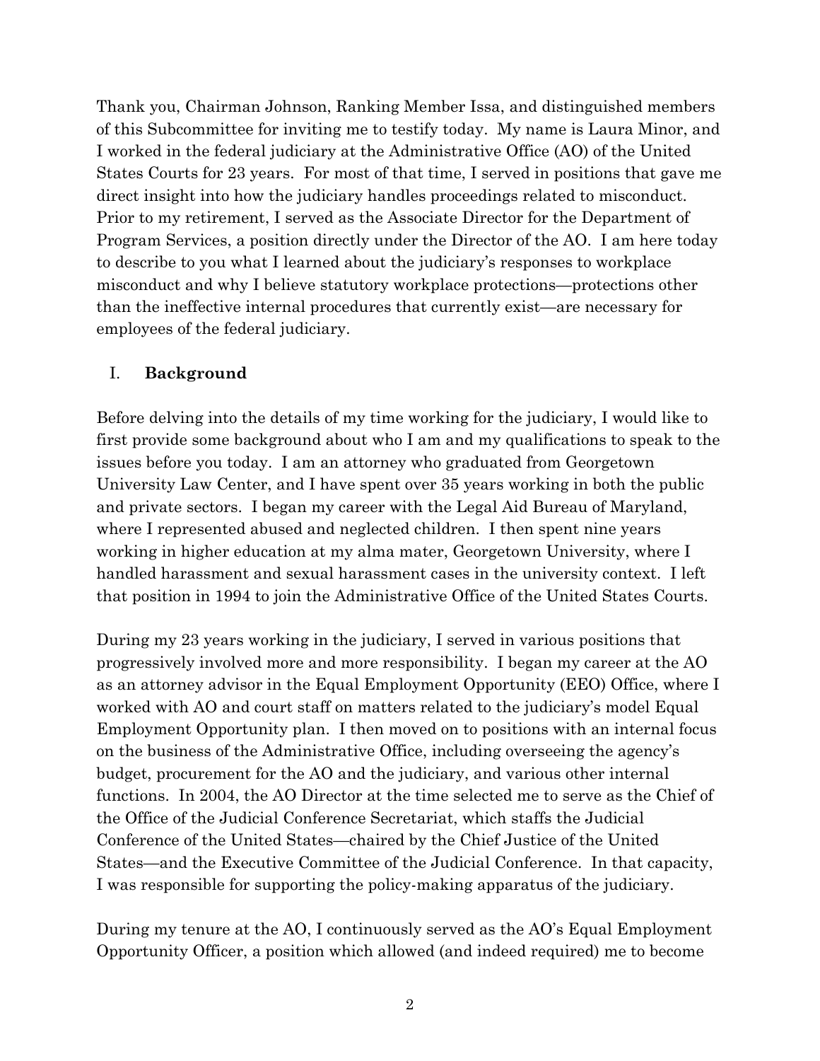Thank you, Chairman Johnson, Ranking Member Issa, and distinguished members of this Subcommittee for inviting me to testify today. My name is Laura Minor, and I worked in the federal judiciary at the Administrative Office (AO) of the United States Courts for 23 years. For most of that time, I served in positions that gave me direct insight into how the judiciary handles proceedings related to misconduct. Prior to my retirement, I served as the Associate Director for the Department of Program Services, a position directly under the Director of the AO. I am here today to describe to you what I learned about the judiciary's responses to workplace misconduct and why I believe statutory workplace protections—protections other than the ineffective internal procedures that currently exist—are necessary for employees of the federal judiciary.

## I. **Background**

Before delving into the details of my time working for the judiciary, I would like to first provide some background about who I am and my qualifications to speak to the issues before you today. I am an attorney who graduated from Georgetown University Law Center, and I have spent over 35 years working in both the public and private sectors. I began my career with the Legal Aid Bureau of Maryland, where I represented abused and neglected children. I then spent nine years working in higher education at my alma mater, Georgetown University, where I handled harassment and sexual harassment cases in the university context. I left that position in 1994 to join the Administrative Office of the United States Courts.

During my 23 years working in the judiciary, I served in various positions that progressively involved more and more responsibility. I began my career at the AO as an attorney advisor in the Equal Employment Opportunity (EEO) Office, where I worked with AO and court staff on matters related to the judiciary's model Equal Employment Opportunity plan. I then moved on to positions with an internal focus on the business of the Administrative Office, including overseeing the agency's budget, procurement for the AO and the judiciary, and various other internal functions. In 2004, the AO Director at the time selected me to serve as the Chief of the Office of the Judicial Conference Secretariat, which staffs the Judicial Conference of the United States—chaired by the Chief Justice of the United States—and the Executive Committee of the Judicial Conference. In that capacity, I was responsible for supporting the policy-making apparatus of the judiciary.

During my tenure at the AO, I continuously served as the AO's Equal Employment Opportunity Officer, a position which allowed (and indeed required) me to become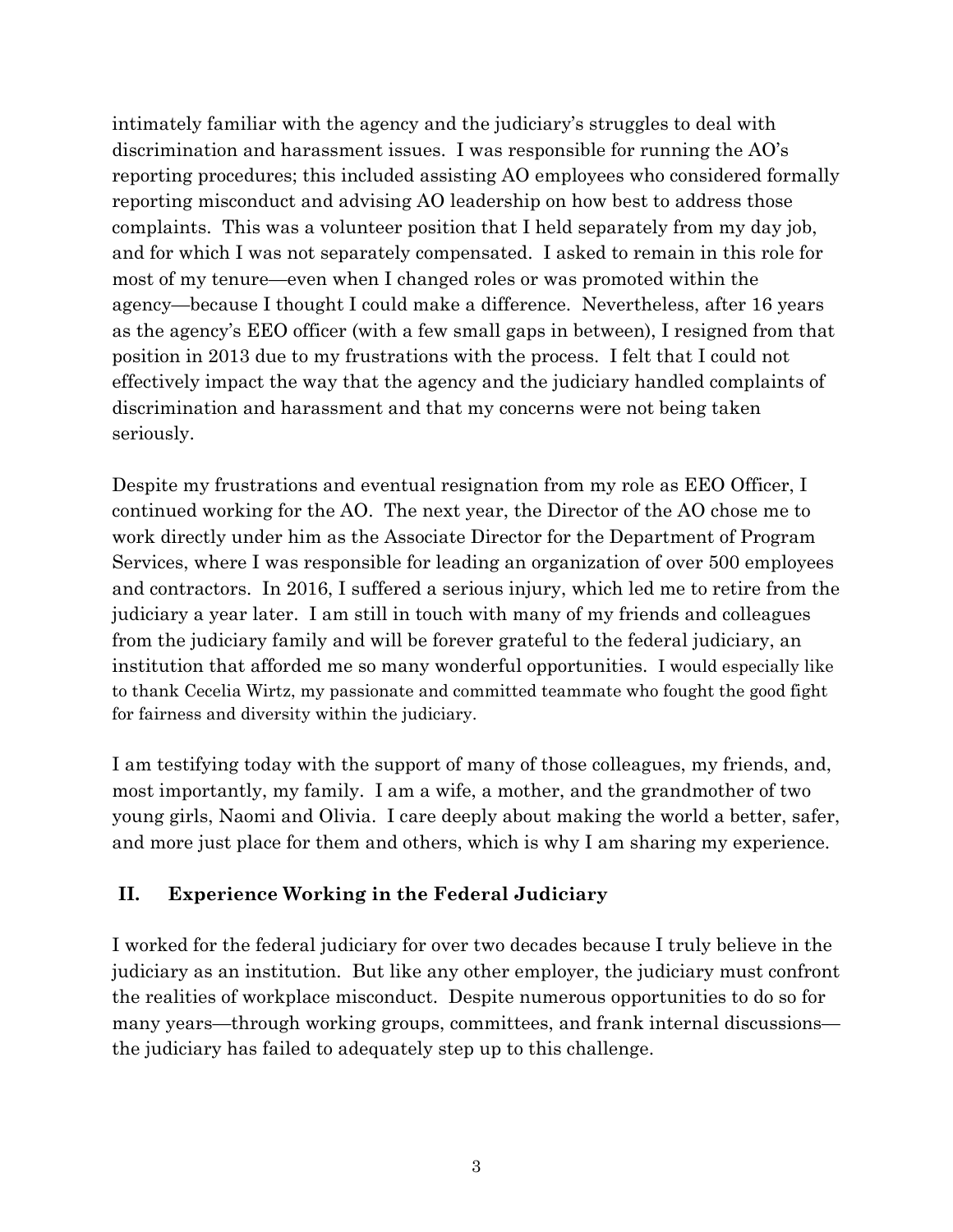intimately familiar with the agency and the judiciary's struggles to deal with discrimination and harassment issues. I was responsible for running the AO's reporting procedures; this included assisting AO employees who considered formally reporting misconduct and advising AO leadership on how best to address those complaints. This was a volunteer position that I held separately from my day job, and for which I was not separately compensated. I asked to remain in this role for most of my tenure—even when I changed roles or was promoted within the agency—because I thought I could make a difference. Nevertheless, after 16 years as the agency's EEO officer (with a few small gaps in between), I resigned from that position in 2013 due to my frustrations with the process. I felt that I could not effectively impact the way that the agency and the judiciary handled complaints of discrimination and harassment and that my concerns were not being taken seriously.

Despite my frustrations and eventual resignation from my role as EEO Officer, I continued working for the AO. The next year, the Director of the AO chose me to work directly under him as the Associate Director for the Department of Program Services, where I was responsible for leading an organization of over 500 employees and contractors. In 2016, I suffered a serious injury, which led me to retire from the judiciary a year later. I am still in touch with many of my friends and colleagues from the judiciary family and will be forever grateful to the federal judiciary, an institution that afforded me so many wonderful opportunities. I would especially like to thank Cecelia Wirtz, my passionate and committed teammate who fought the good fight for fairness and diversity within the judiciary.

I am testifying today with the support of many of those colleagues, my friends, and, most importantly, my family. I am a wife, a mother, and the grandmother of two young girls, Naomi and Olivia. I care deeply about making the world a better, safer, and more just place for them and others, which is why I am sharing my experience.

## II. Experience Working in the Federal Judiciary

I worked for the federal judiciary for over two decades because I truly believe in the judiciary as an institution. But like any other employer, the judiciary must confront the realities of workplace misconduct. Despite numerous opportunities to do so for many years—through working groups, committees, and frank internal discussions—the judiciary has failed to adequately step up to this challenge.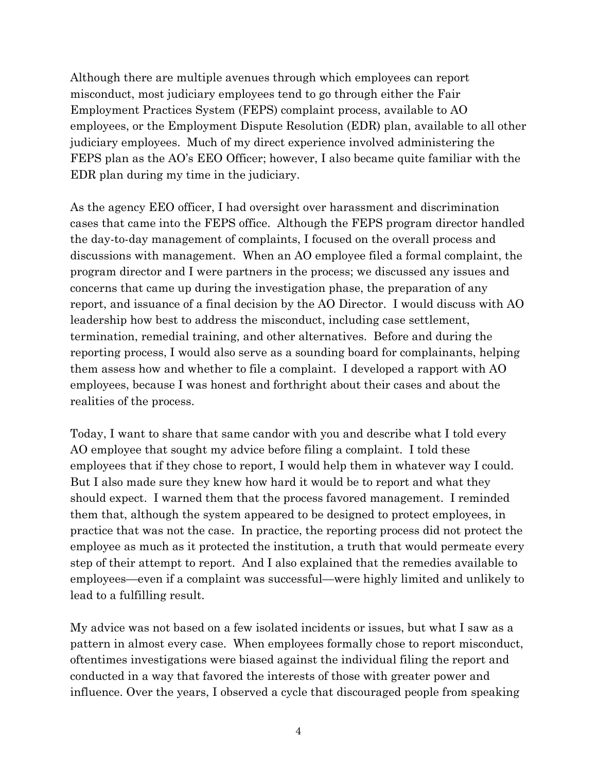Although there are multiple avenues through which employees can report misconduct, most judiciary employees tend to go through either the Fair Employment Practices System (FEPS) complaint process, available to AO employees, or the Employment Dispute Resolution (EDR) plan, available to all other judiciary employees. Much of my direct experience involved administering the FEPS plan as the AO's EEO Officer; however, I also became quite familiar with the EDR plan during my time in the judiciary.

As the agency EEO officer, I had oversight over harassment and discrimination cases that came into the FEPS office. Although the FEPS program director handled the day-to-day management of complaints, I focused on the overall process and discussions with management. When an AO employee filed a formal complaint, the program director and I were partners in the process; we discussed any issues and concerns that came up during the investigation phase, the preparation of any report, and issuance of a final decision by the AO Director. I would discuss with AO leadership how best to address the misconduct, including case settlement, termination, remedial training, and other alternatives. Before and during the reporting process, I would also serve as a sounding board for complainants, helping them assess how and whether to file a complaint. I developed a rapport with AO employees, because I was honest and forthright about their cases and about the realities of the process.

Today, I want to share that same candor with you and describe what I told every AO employee that sought my advice before filing a complaint. I told these employees that if they chose to report, I would help them in whatever way I could. But I also made sure they knew how hard it would be to report and what they should expect. I warned them that the process favored management. I reminded them that, although the system appeared to be designed to protect employees, in practice that was not the case. In practice, the reporting process did not protect the employee as much as it protected the institution, a truth that would permeate every step of their attempt to report. And I also explained that the remedies available to employees—even if a complaint was successful—were highly limited and unlikely to lead to a fulfilling result.

My advice was not based on a few isolated incidents or issues, but what I saw as a pattern in almost every case. When employees formally chose to report misconduct, oftentimes investigations were biased against the individual filing the report and conducted in a way that favored the interests of those with greater power and influence. Over the years, I observed a cycle that discouraged people from speaking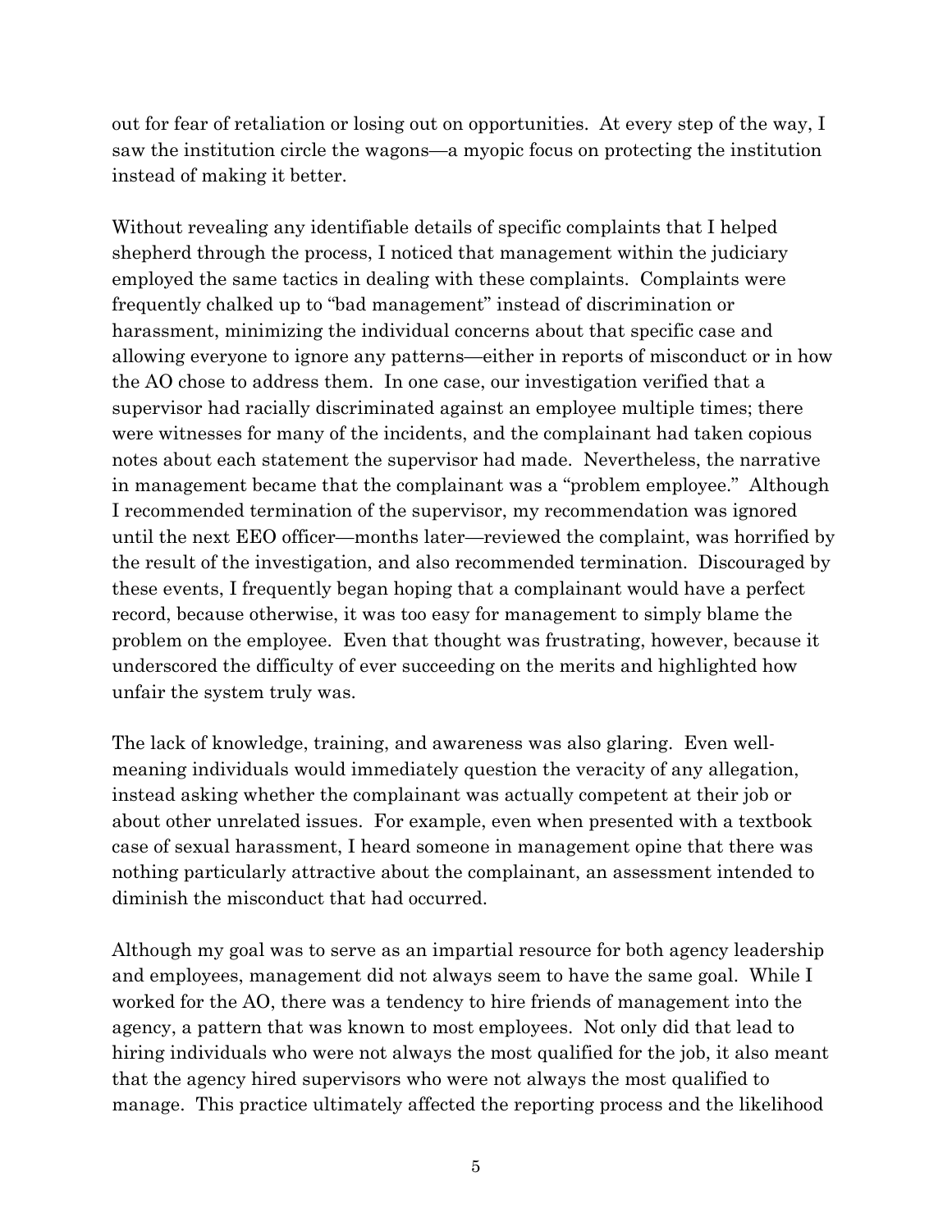out for fear of retaliation or losing out on opportunities. At every step of the way, I saw the institution circle the wagons—a myopic focus on protecting the institution instead of making it better.

Without revealing any identifiable details of specific complaints that I helped shepherd through the process, I noticed that management within the judiciary employed the same tactics in dealing with these complaints. Complaints were frequently chalked up to "bad management" instead of discrimination or harassment, minimizing the individual concerns about that specific case and allowing everyone to ignore any patterns—either in reports of misconduct or in how the AO chose to address them. In one case, our investigation verified that a supervisor had racially discriminated against an employee multiple times; there were witnesses for many of the incidents, and the complainant had taken copious notes about each statement the supervisor had made. Nevertheless, the narrative in management became that the complainant was a "problem employee." Although I recommended termination of the supervisor, my recommendation was ignored until the next EEO officer—months later—reviewed the complaint, was horrified by the result of the investigation, and also recommended termination. Discouraged by these events, I frequently began hoping that a complainant would have a perfect record, because otherwise, it was too easy for management to simply blame the problem on the employee. Even that thought was frustrating, however, because it underscored the difficulty of ever succeeding on the merits and highlighted how unfair the system truly was.

The lack of knowledge, training, and awareness was also glaring. Even well-meaning individuals would immediately question the veracity of any allegation, instead asking whether the complainant was actually competent at their job or about other unrelated issues. For example, even when presented with a textbook case of sexual harassment, I heard someone in management opine that there was nothing particularly attractive about the complainant, an assessment intended to diminish the misconduct that had occurred.

Although my goal was to serve as an impartial resource for both agency leadership and employees, management did not always seem to have the same goal. While I worked for the AO, there was a tendency to hire friends of management into the agency, a pattern that was known to most employees. Not only did that lead to hiring individuals who were not always the most qualified for the job, it also meant that the agency hired supervisors who were not always the most qualified to manage. This practice ultimately affected the reporting process and the likelihood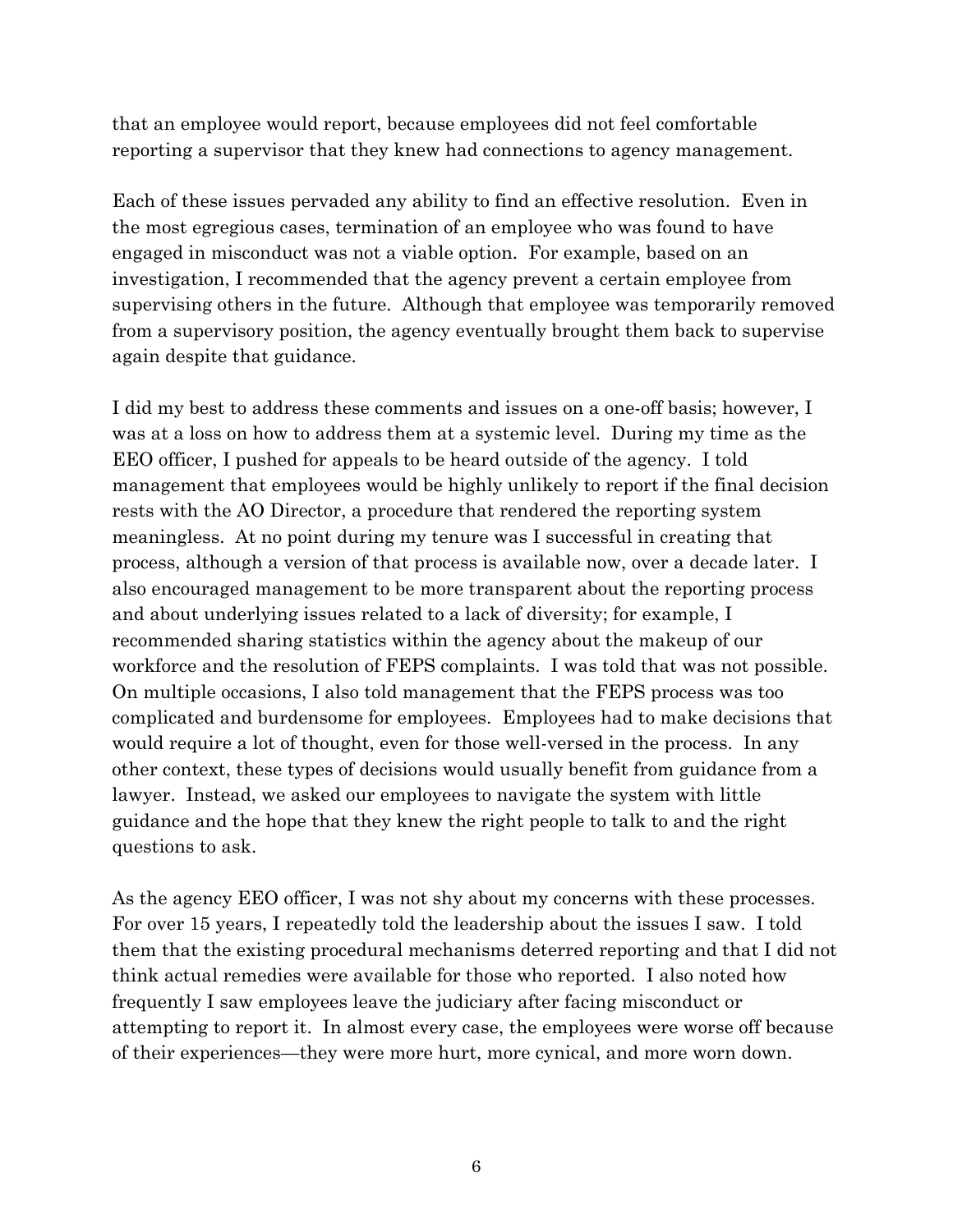that an employee would report, because employees did not feel comfortable reporting a supervisor that they knew had connections to agency management.

Each of these issues pervaded any ability to find an effective resolution. Even in the most egregious cases, termination of an employee who was found to have engaged in misconduct was not a viable option. For example, based on an investigation, I recommended that the agency prevent a certain employee from supervising others in the future. Although that employee was temporarily removed from a supervisory position, the agency eventually brought them back to supervise again despite that guidance.

I did my best to address these comments and issues on a one-off basis; however, I was at a loss on how to address them at a systemic level. During my time as the EEO officer, I pushed for appeals to be heard outside of the agency. I told management that employees would be highly unlikely to report if the final decision rests with the AO Director, a procedure that rendered the reporting system meaningless. At no point during my tenure was I successful in creating that process, although a version of that process is available now, over a decade later. I also encouraged management to be more transparent about the reporting process and about underlying issues related to a lack of diversity; for example, I recommended sharing statistics within the agency about the makeup of our workforce and the resolution of FEPS complaints. I was told that was not possible. On multiple occasions, I also told management that the FEPS process was too complicated and burdensome for employees. Employees had to make decisions that would require a lot of thought, even for those well-versed in the process. In any other context, these types of decisions would usually benefit from guidance from a lawyer. Instead, we asked our employees to navigate the system with little guidance and the hope that they knew the right people to talk to and the right questions to ask.

As the agency EEO officer, I was not shy about my concerns with these processes. For over 15 years, I repeatedly told the leadership about the issues I saw. I told them that the existing procedural mechanisms deterred reporting and that I did not think actual remedies were available for those who reported. I also noted how frequently I saw employees leave the judiciary after facing misconduct or attempting to report it. In almost every case, the employees were worse off because of their experiences—they were more hurt, more cynical, and more worn down.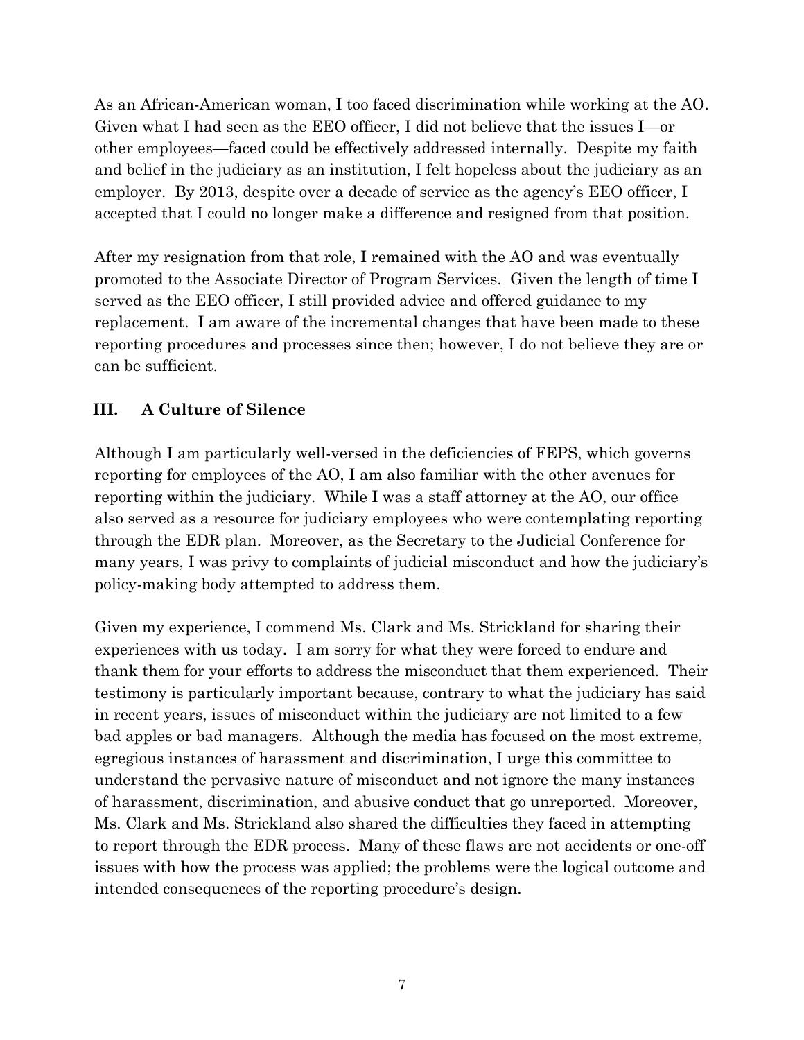As an African-American woman, I too faced discrimination while working at the AO. Given what I had seen as the EEO officer, I did not believe that the issues I—or other employees—faced could be effectively addressed internally. Despite my faith and belief in the judiciary as an institution, I felt hopeless about the judiciary as an employer. By 2013, despite over a decade of service as the agency's EEO officer, I accepted that I could no longer make a difference and resigned from that position.

After my resignation from that role, I remained with the AO and was eventually promoted to the Associate Director of Program Services. Given the length of time I served as the EEO officer, I still provided advice and offered guidance to my replacement. I am aware of the incremental changes that have been made to these reporting procedures and processes since then; however, I do not believe they are or can be sufficient.

## III. A Culture of Silence

Although I am particularly well-versed in the deficiencies of FEPS, which governs reporting for employees of the AO, I am also familiar with the other avenues for reporting within the judiciary. While I was a staff attorney at the AO, our office also served as a resource for judiciary employees who were contemplating reporting through the EDR plan. Moreover, as the Secretary to the Judicial Conference for many years, I was privy to complaints of judicial misconduct and how the judiciary's policy-making body attempted to address them.

Given my experience, I commend Ms. Clark and Ms. Strickland for sharing their experiences with us today. I am sorry for what they were forced to endure and thank them for your efforts to address the misconduct that them experienced. Their testimony is particularly important because, contrary to what the judiciary has said in recent years, issues of misconduct within the judiciary are not limited to a few bad apples or bad managers. Although the media has focused on the most extreme, egregious instances of harassment and discrimination, I urge this committee to understand the pervasive nature of misconduct and not ignore the many instances of harassment, discrimination, and abusive conduct that go unreported. Moreover, Ms. Clark and Ms. Strickland also shared the difficulties they faced in attempting to report through the EDR process. Many of these flaws are not accidents or one-off issues with how the process was applied; the problems were the logical outcome and intended consequences of the reporting procedure's design.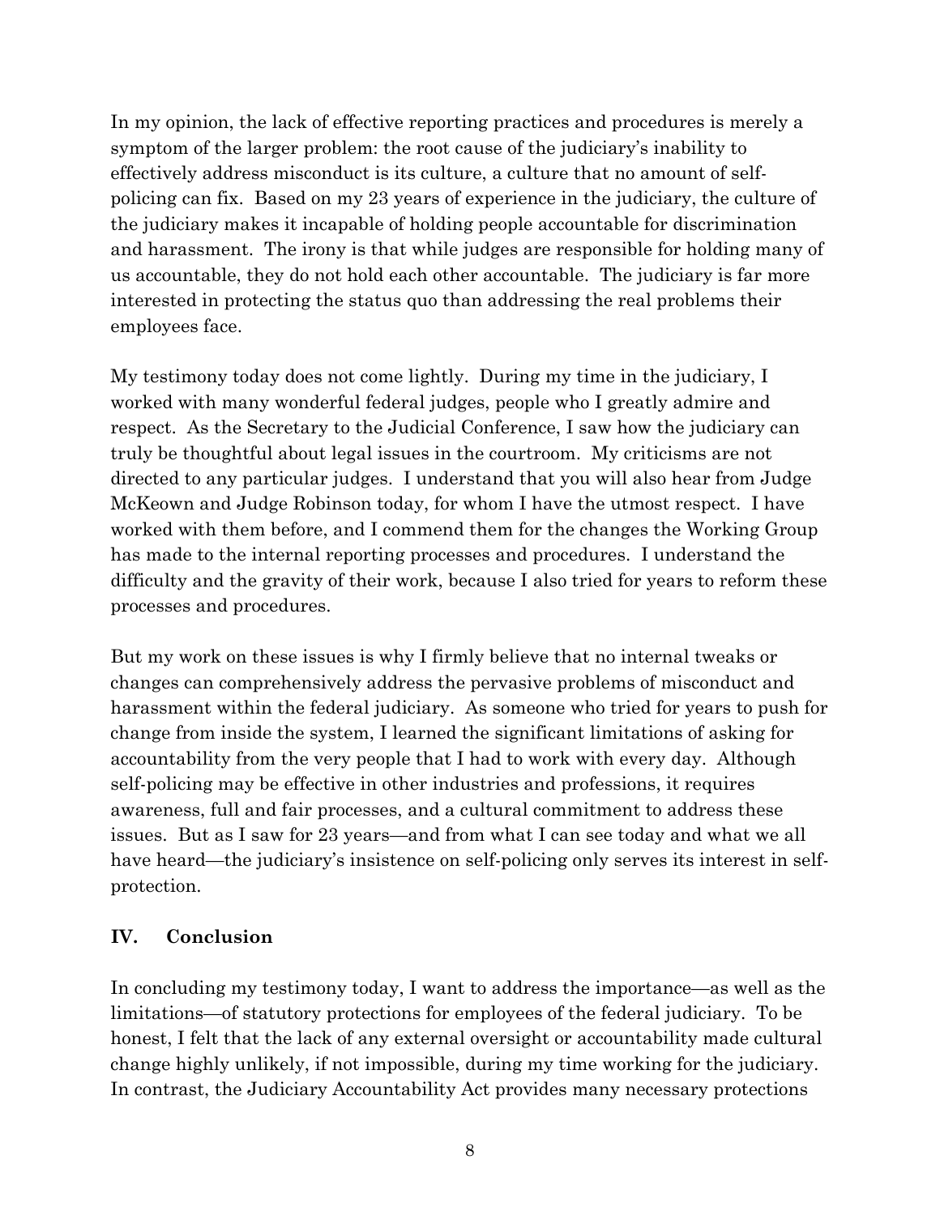In my opinion, the lack of effective reporting practices and procedures is merely a symptom of the larger problem: the root cause of the judiciary's inability to effectively address misconduct is its culture, a culture that no amount of self-policing can fix. Based on my 23 years of experience in the judiciary, the culture of the judiciary makes it incapable of holding people accountable for discrimination and harassment. The irony is that while judges are responsible for holding many of us accountable, they do not hold each other accountable. The judiciary is far more interested in protecting the status quo than addressing the real problems their employees face.

My testimony today does not come lightly. During my time in the judiciary, I worked with many wonderful federal judges, people who I greatly admire and respect. As the Secretary to the Judicial Conference, I saw how the judiciary can truly be thoughtful about legal issues in the courtroom. My criticisms are not directed to any particular judges. I understand that you will also hear from Judge McKeown and Judge Robinson today, for whom I have the utmost respect. I have worked with them before, and I commend them for the changes the Working Group has made to the internal reporting processes and procedures. I understand the difficulty and the gravity of their work, because I also tried for years to reform these processes and procedures.

But my work on these issues is why I firmly believe that no internal tweaks or changes can comprehensively address the pervasive problems of misconduct and harassment within the federal judiciary. As someone who tried for years to push for change from inside the system, I learned the significant limitations of asking for accountability from the very people that I had to work with every day. Although self-policing may be effective in other industries and professions, it requires awareness, full and fair processes, and a cultural commitment to address these issues. But as I saw for 23 years—and from what I can see today and what we all have heard—the judiciary's insistence on self-policing only serves its interest in self-protection.

## IV. Conclusion

In concluding my testimony today, I want to address the importance—as well as the limitations—of statutory protections for employees of the federal judiciary. To be honest, I felt that the lack of any external oversight or accountability made cultural change highly unlikely, if not impossible, during my time working for the judiciary. In contrast, the Judiciary Accountability Act provides many necessary protections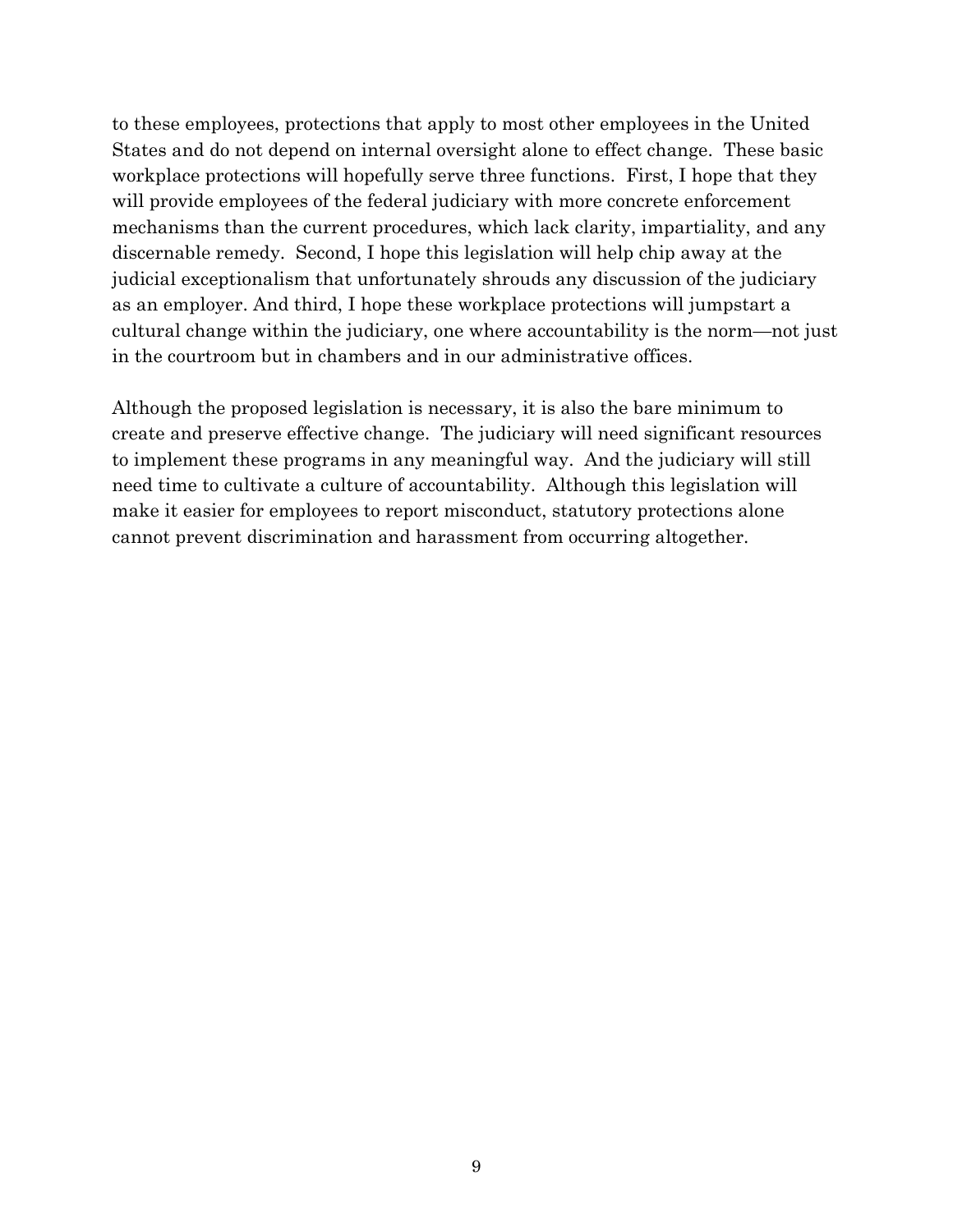to these employees, protections that apply to most other employees in the United States and do not depend on internal oversight alone to effect change. These basic workplace protections will hopefully serve three functions. First, I hope that they will provide employees of the federal judiciary with more concrete enforcement mechanisms than the current procedures, which lack clarity, impartiality, and any discernable remedy. Second, I hope this legislation will help chip away at the judicial exceptionalism that unfortunately shrouds any discussion of the judiciary as an employer. And third, I hope these workplace protections will jumpstart a cultural change within the judiciary, one where accountability is the norm—not just in the courtroom but in chambers and in our administrative offices.

Although the proposed legislation is necessary, it is also the bare minimum to create and preserve effective change. The judiciary will need significant resources to implement these programs in any meaningful way. And the judiciary will still need time to cultivate a culture of accountability. Although this legislation will make it easier for employees to report misconduct, statutory protections alone cannot prevent discrimination and harassment from occurring altogether.